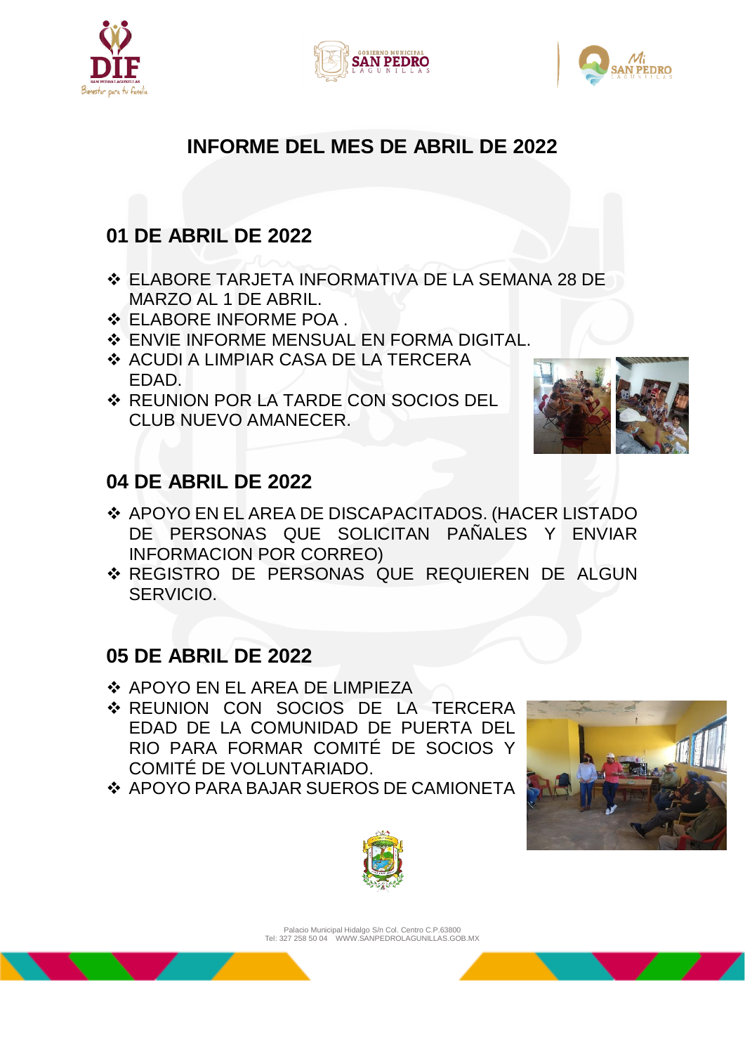# INFORME DEL MES DE ABRIL DE 2022

## 01 DE ABRIL DE 2022

- ELABORE TARJETA INFORMATIVA DE LA SEMANA 28 DE MARZO AL 1 DE ABRIL.
- ELABORE INFORME POA .
- ENVIE INFORME MENSUAL EN FORMA DIGITAL.
- ACUDI A LIMPIAR CASA DE LA TERCERA EDAD.
- REUNION POR LA TARDE CON SOCIOS DEL CLUB NUEVO AMANECER.

## 04 DE ABRIL DE 2022

- APOYO EN EL AREA DE DISCAPACITADOS. (HACER LISTADO DE PERSONAS QUE SOLICITAN PAÑALES Y ENVIAR INFORMACION POR CORREO)
- REGISTRO DE PERSONAS QUE REQUIEREN DE ALGUN SERVICIO.

## 05 DE ABRIL DE 2022

- APOYO EN EL AREA DE LIMPIEZA
- REUNION CON SOCIOS DE LA TERCERA EDAD DE LA COMUNIDAD DE PUERTA DEL RIO PARA FORMAR COMITÉ DE SOCIOS Y COMITÉ DE VOLUNTARIADO.
- APOYO PARA BAJAR SUEROS DE CAMIONETA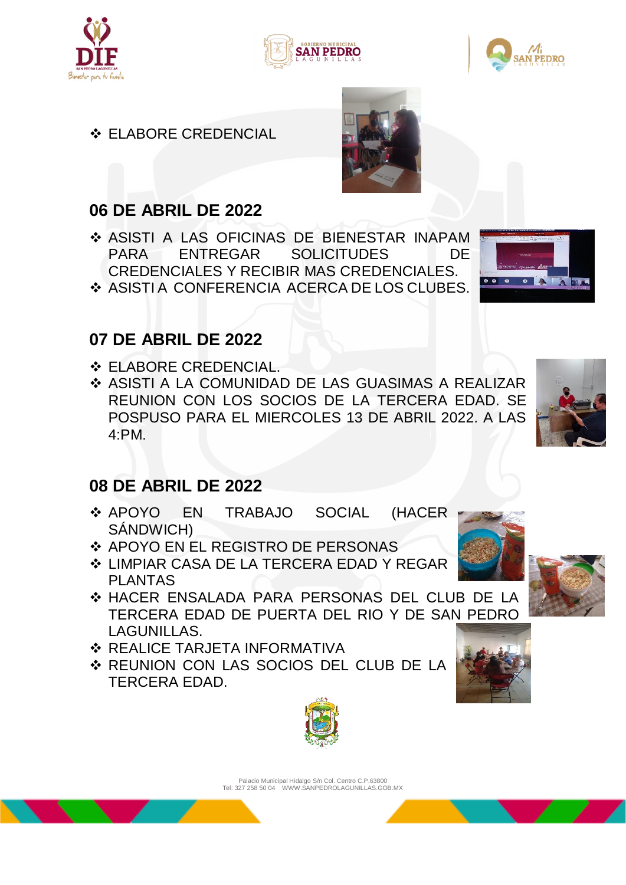- ELABORE CREDENCIAL

## 06 DE ABRIL DE 2022

- ASISTI A LAS OFICINAS DE BIENESTAR INAPAM PARA ENTREGAR SOLICITUDES DE CREDENCIALES Y RECIBIR MAS CREDENCIALES.
- ASISTI A CONFERENCIA ACERCA DE LOS CLUBES.

## 07 DE ABRIL DE 2022

- ELABORE CREDENCIAL.
- ASISTI A LA COMUNIDAD DE LAS GUASIMAS A REALIZAR REUNION CON LOS SOCIOS DE LA TERCERA EDAD. SE POSPUSO PARA EL MIERCOLES 13 DE ABRIL 2022. A LAS 4:PM.

## 08 DE ABRIL DE 2022

- APOYO EN TRABAJO SOCIAL (HACER SÁNDWICH)
- APOYO EN EL REGISTRO DE PERSONAS
- LIMPIAR CASA DE LA TERCERA EDAD Y REGAR PLANTAS
- HACER ENSALADA PARA PERSONAS DEL CLUB DE LA TERCERA EDAD DE PUERTA DEL RIO Y DE SAN PEDRO LAGUNILLAS.
- REALICE TARJETA INFORMATIVA
- REUNION CON LAS SOCIOS DEL CLUB DE LA TERCERA EDAD.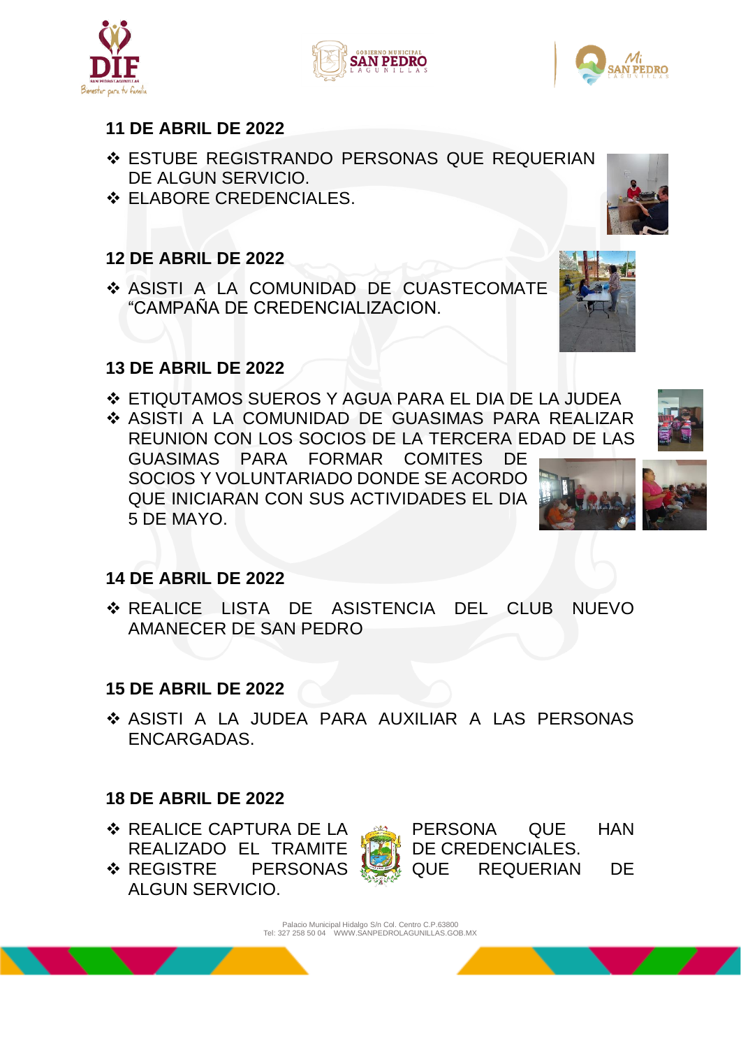## 11 DE ABRIL DE 2022

- ESTUBE REGISTRANDO PERSONAS QUE REQUERIAN DE ALGUN SERVICIO.
- ELABORE CREDENCIALES.

## 12 DE ABRIL DE 2022

- ASISTI A LA COMUNIDAD DE CUASTECOMATE "CAMPAÑA DE CREDENCIALIZACION.

## 13 DE ABRIL DE 2022

- ETIQUTAMOS SUEROS Y AGUA PARA EL DIA DE LA JUDEA
- ASISTI A LA COMUNIDAD DE GUASIMAS PARA REALIZAR REUNION CON LOS SOCIOS DE LA TERCERA EDAD DE LAS GUASIMAS PARA FORMAR COMITES DE SOCIOS Y VOLUNTARIADO DONDE SE ACORDO QUE INICIARAN CON SUS ACTIVIDADES EL DIA 5 DE MAYO.

## 14 DE ABRIL DE 2022

- REALICE LISTA DE ASISTENCIA DEL CLUB NUEVO AMANECER DE SAN PEDRO

## 15 DE ABRIL DE 2022

- ASISTI A LA JUDEA PARA AUXILIAR A LAS PERSONAS ENCARGADAS.

## 18 DE ABRIL DE 2022

- REALICE CAPTURA DE LA PERSONA QUE HAN REALIZADO EL TRAMITE DE CREDENCIALES.
- REGISTRE PERSONAS QUE REQUERIAN DE ALGUN SERVICIO.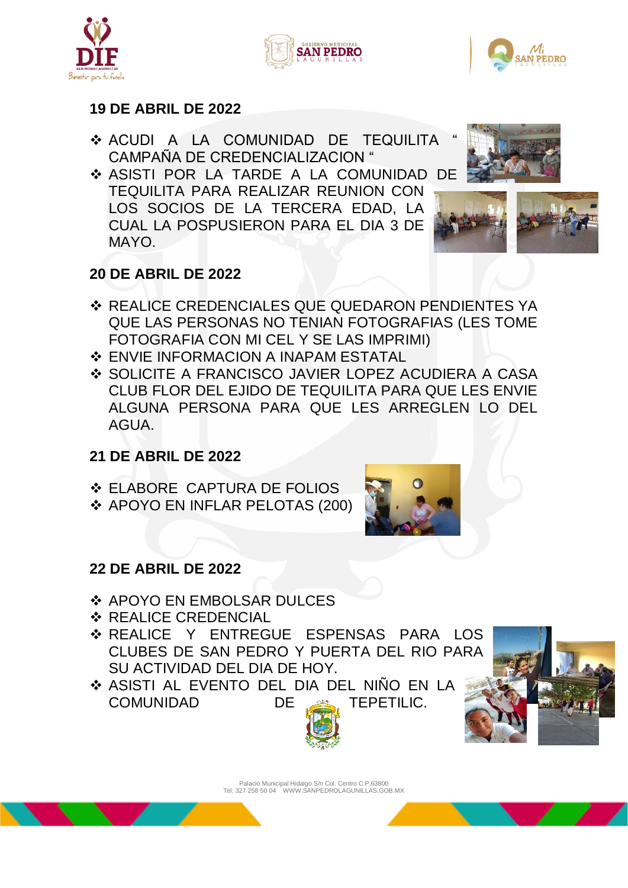## 19 DE ABRIL DE 2022

- ACUDI A LA COMUNIDAD DE TEQUILITA " CAMPAÑA DE CREDENCIALIZACION "
- ASISTI POR LA TARDE A LA COMUNIDAD DE TEQUILITA PARA REALIZAR REUNION CON LOS SOCIOS DE LA TERCERA EDAD, LA CUAL LA POSPUSIERON PARA EL DIA 3 DE MAYO.

## 20 DE ABRIL DE 2022

- REALICE CREDENCIALES QUE QUEDARON PENDIENTES YA QUE LAS PERSONAS NO TENIAN FOTOGRAFIAS (LES TOME FOTOGRAFIA CON MI CEL Y SE LAS IMPRIMI)
- ENVIE INFORMACION A INAPAM ESTATAL
- SOLICITE A FRANCISCO JAVIER LOPEZ ACUDIERA A CASA CLUB FLOR DEL EJIDO DE TEQUILITA PARA QUE LES ENVIE ALGUNA PERSONA PARA QUE LES ARREGLEN LO DEL AGUA.

## 21 DE ABRIL DE 2022

- ELABORE CAPTURA DE FOLIOS
- APOYO EN INFLAR PELOTAS (200)

## 22 DE ABRIL DE 2022

- APOYO EN EMBOLSAR DULCES
- REALICE CREDENCIAL
- REALICE Y ENTREGUE ESPENSAS PARA LOS CLUBES DE SAN PEDRO Y PUERTA DEL RIO PARA SU ACTIVIDAD DEL DIA DE HOY.
- ASISTI AL EVENTO DEL DIA DEL NIÑO EN LA COMUNIDAD DE TEPETILIC.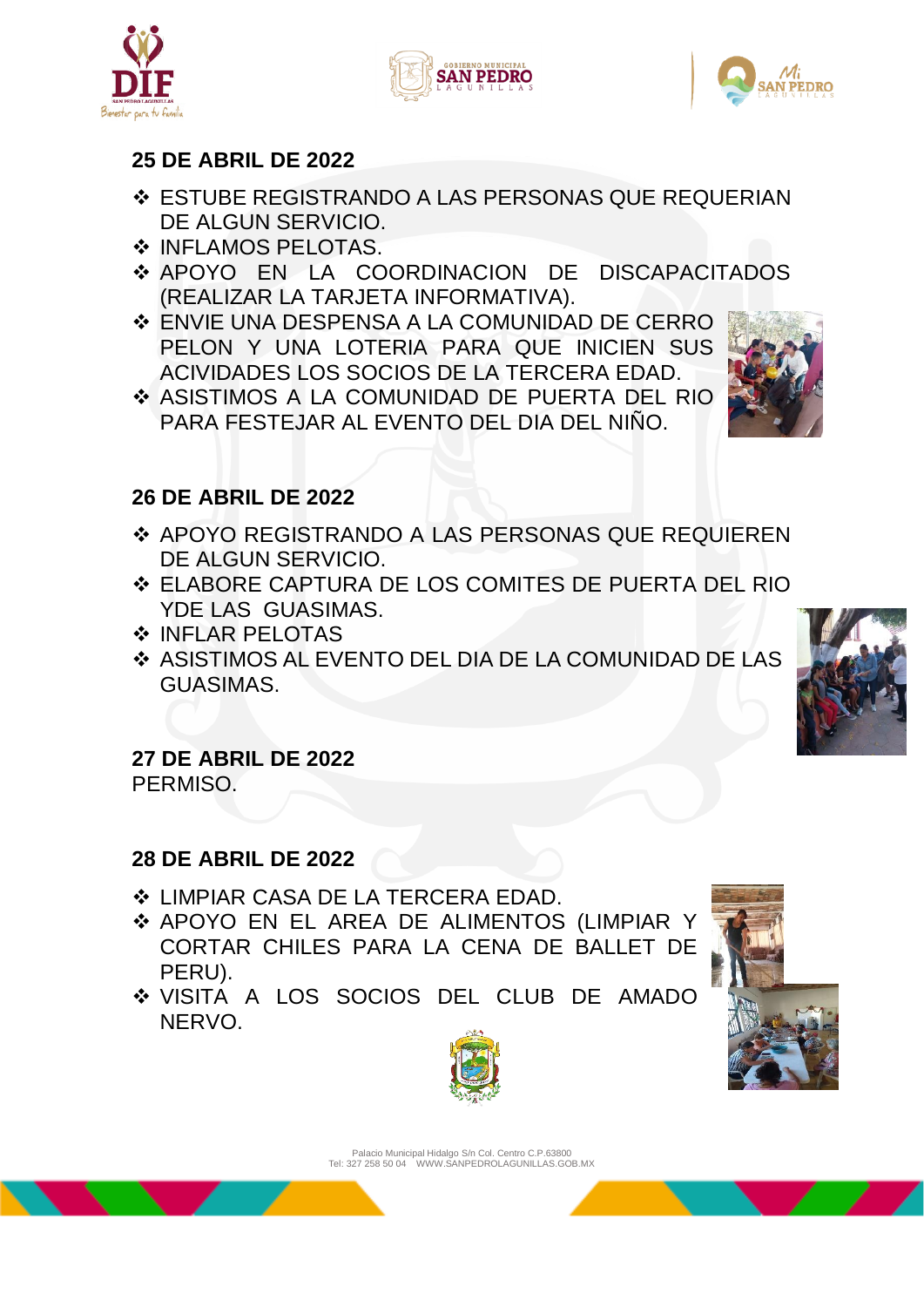## 25 DE ABRIL DE 2022

- ESTUBE REGISTRANDO A LAS PERSONAS QUE REQUERIAN DE ALGUN SERVICIO.
- INFLAMOS PELOTAS.
- APOYO EN LA COORDINACION DE DISCAPACITADOS (REALIZAR LA TARJETA INFORMATIVA).
- ENVIE UNA DESPENSA A LA COMUNIDAD DE CERRO PELON Y UNA LOTERIA PARA QUE INICIEN SUS ACIVIDADES LOS SOCIOS DE LA TERCERA EDAD.
- ASISTIMOS A LA COMUNIDAD DE PUERTA DEL RIO PARA FESTEJAR AL EVENTO DEL DIA DEL NIÑO.

## 26 DE ABRIL DE 2022

- APOYO REGISTRANDO A LAS PERSONAS QUE REQUIEREN DE ALGUN SERVICIO.
- ELABORE CAPTURA DE LOS COMITES DE PUERTA DEL RIO YDE LAS GUASIMAS.
- INFLAR PELOTAS
- ASISTIMOS AL EVENTO DEL DIA DE LA COMUNIDAD DE LAS GUASIMAS.

## 27 DE ABRIL DE 2022

PERMISO.

## 28 DE ABRIL DE 2022

- LIMPIAR CASA DE LA TERCERA EDAD.
- APOYO EN EL AREA DE ALIMENTOS (LIMPIAR Y CORTAR CHILES PARA LA CENA DE BALLET DE PERU).
- VISITA A LOS SOCIOS DEL CLUB DE AMADO NERVO.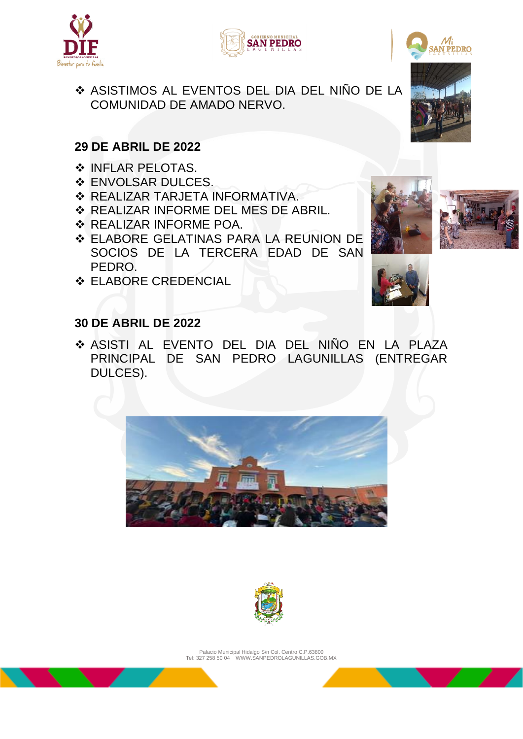- ASISTIMOS AL EVENTOS DEL DIA DEL NIÑO DE LA COMUNIDAD DE AMADO NERVO.

## 29 DE ABRIL DE 2022

- INFLAR PELOTAS.
- ENVOLSAR DULCES.
- REALIZAR TARJETA INFORMATIVA.
- REALIZAR INFORME DEL MES DE ABRIL.
- REALIZAR INFORME POA.
- ELABORE GELATINAS PARA LA REUNION DE SOCIOS DE LA TERCERA EDAD DE SAN PEDRO.
- ELABORE CREDENCIAL

## 30 DE ABRIL DE 2022

- ASISTI AL EVENTO DEL DIA DEL NIÑO EN LA PLAZA PRINCIPAL DE SAN PEDRO LAGUNILLAS (ENTREGAR DULCES).